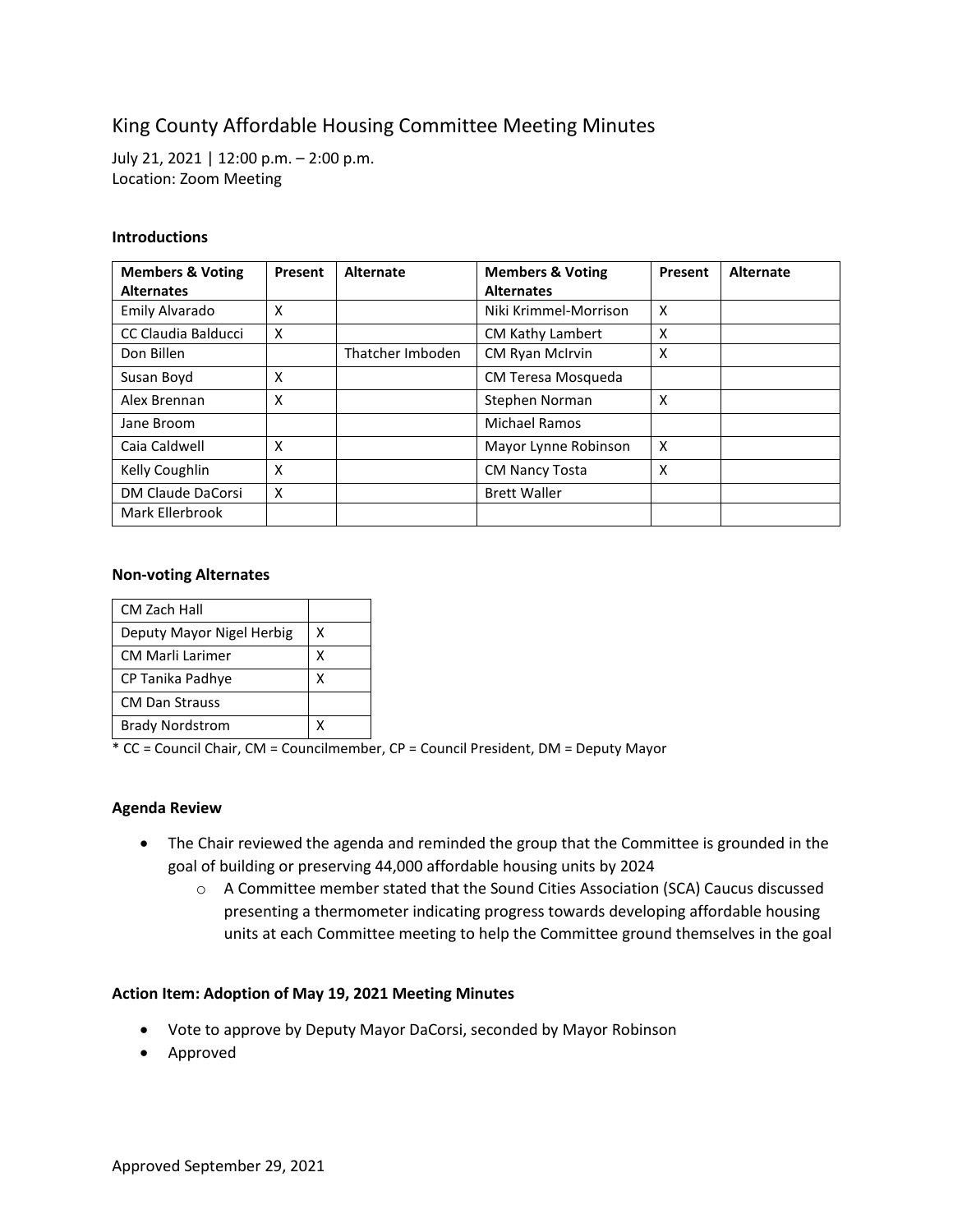# King County Affordable Housing Committee Meeting Minutes

July 21, 2021 | 12:00 p.m. – 2:00 p.m.
Location: Zoom Meeting

### Introductions

| Members & Voting Alternates | Present | Alternate | Members & Voting Alternates | Present | Alternate |
|---|---|---|---|---|---|
| Emily Alvarado | X | | Niki Krimmel-Morrison | X | |
| CC Claudia Balducci | X | | CM Kathy Lambert | X | |
| Don Billen | | Thatcher Imboden | CM Ryan McIrvin | X | |
| Susan Boyd | X | | CM Teresa Mosqueda | | |
| Alex Brennan | X | | Stephen Norman | X | |
| Jane Broom | | | Michael Ramos | | |
| Caia Caldwell | X | | Mayor Lynne Robinson | X | |
| Kelly Coughlin | X | | CM Nancy Tosta | X | |
| DM Claude DaCorsi | X | | Brett Waller | | |
| Mark Ellerbrook | | | | | |

### Non-voting Alternates

| | |
|---|---|
| CM Zach Hall | |
| Deputy Mayor Nigel Herbig | X |
| CM Marli Larimer | X |
| CP Tanika Padhye | X |
| CM Dan Strauss | |
| Brady Nordstrom | X |

* CC = Council Chair, CM = Councilmember, CP = Council President, DM = Deputy Mayor

### Agenda Review

- The Chair reviewed the agenda and reminded the group that the Committee is grounded in the goal of building or preserving 44,000 affordable housing units by 2024
  - A Committee member stated that the Sound Cities Association (SCA) Caucus discussed presenting a thermometer indicating progress towards developing affordable housing units at each Committee meeting to help the Committee ground themselves in the goal

### Action Item: Adoption of May 19, 2021 Meeting Minutes

- Vote to approve by Deputy Mayor DaCorsi, seconded by Mayor Robinson
- Approved

Approved September 29, 2021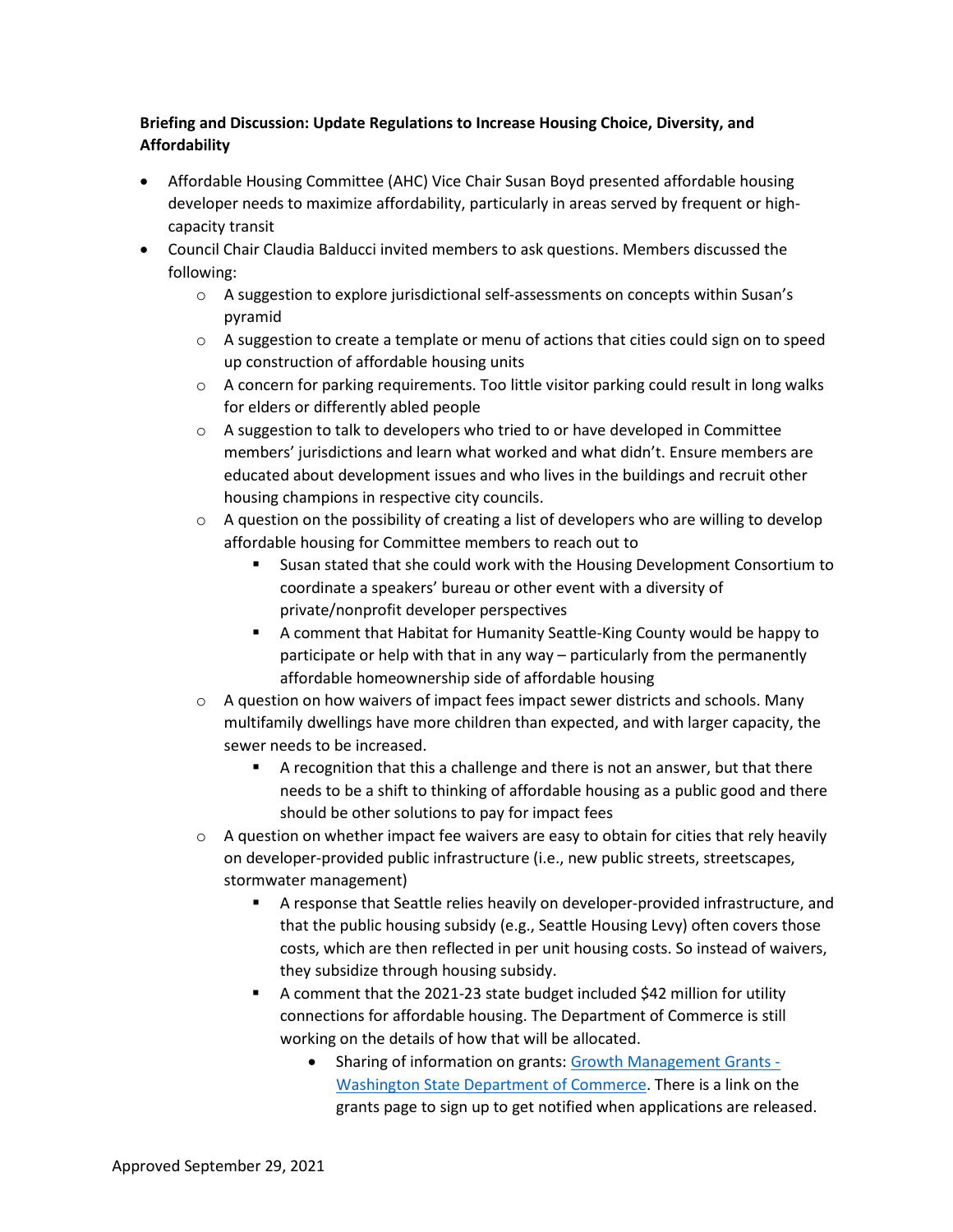**Briefing and Discussion: Update Regulations to Increase Housing Choice, Diversity, and Affordability**

- Affordable Housing Committee (AHC) Vice Chair Susan Boyd presented affordable housing developer needs to maximize affordability, particularly in areas served by frequent or high-capacity transit
- Council Chair Claudia Balducci invited members to ask questions. Members discussed the following:
  - A suggestion to explore jurisdictional self-assessments on concepts within Susan's pyramid
  - A suggestion to create a template or menu of actions that cities could sign on to speed up construction of affordable housing units
  - A concern for parking requirements. Too little visitor parking could result in long walks for elders or differently abled people
  - A suggestion to talk to developers who tried to or have developed in Committee members' jurisdictions and learn what worked and what didn't. Ensure members are educated about development issues and who lives in the buildings and recruit other housing champions in respective city councils.
  - A question on the possibility of creating a list of developers who are willing to develop affordable housing for Committee members to reach out to
    - Susan stated that she could work with the Housing Development Consortium to coordinate a speakers' bureau or other event with a diversity of private/nonprofit developer perspectives
    - A comment that Habitat for Humanity Seattle-King County would be happy to participate or help with that in any way – particularly from the permanently affordable homeownership side of affordable housing
  - A question on how waivers of impact fees impact sewer districts and schools. Many multifamily dwellings have more children than expected, and with larger capacity, the sewer needs to be increased.
    - A recognition that this a challenge and there is not an answer, but that there needs to be a shift to thinking of affordable housing as a public good and there should be other solutions to pay for impact fees
  - A question on whether impact fee waivers are easy to obtain for cities that rely heavily on developer-provided public infrastructure (i.e., new public streets, streetscapes, stormwater management)
    - A response that Seattle relies heavily on developer-provided infrastructure, and that the public housing subsidy (e.g., Seattle Housing Levy) often covers those costs, which are then reflected in per unit housing costs. So instead of waivers, they subsidize through housing subsidy.
    - A comment that the 2021-23 state budget included $42 million for utility connections for affordable housing. The Department of Commerce is still working on the details of how that will be allocated.
      - Sharing of information on grants: [Growth Management Grants - Washington State Department of Commerce](). There is a link on the grants page to sign up to get notified when applications are released.

Approved September 29, 2021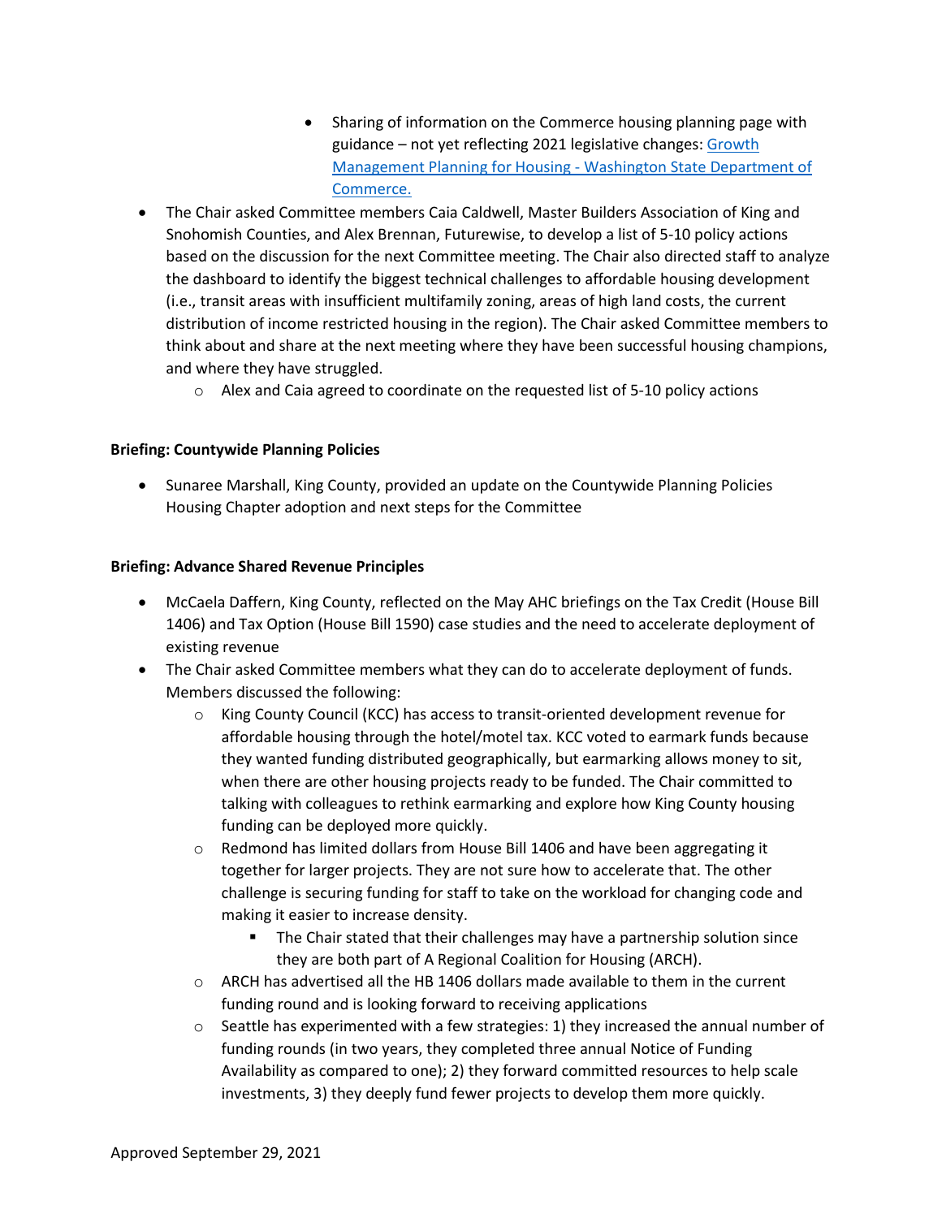- Sharing of information on the Commerce housing planning page with guidance – not yet reflecting 2021 legislative changes: [Growth Management Planning for Housing - Washington State Department of Commerce.]()

- The Chair asked Committee members Caia Caldwell, Master Builders Association of King and Snohomish Counties, and Alex Brennan, Futurewise, to develop a list of 5-10 policy actions based on the discussion for the next Committee meeting. The Chair also directed staff to analyze the dashboard to identify the biggest technical challenges to affordable housing development (i.e., transit areas with insufficient multifamily zoning, areas of high land costs, the current distribution of income restricted housing in the region). The Chair asked Committee members to think about and share at the next meeting where they have been successful housing champions, and where they have struggled.
    - Alex and Caia agreed to coordinate on the requested list of 5-10 policy actions

**Briefing: Countywide Planning Policies**

- Sunaree Marshall, King County, provided an update on the Countywide Planning Policies Housing Chapter adoption and next steps for the Committee

**Briefing: Advance Shared Revenue Principles**

- McCaela Daffern, King County, reflected on the May AHC briefings on the Tax Credit (House Bill 1406) and Tax Option (House Bill 1590) case studies and the need to accelerate deployment of existing revenue
- The Chair asked Committee members what they can do to accelerate deployment of funds. Members discussed the following:
    - King County Council (KCC) has access to transit-oriented development revenue for affordable housing through the hotel/motel tax. KCC voted to earmark funds because they wanted funding distributed geographically, but earmarking allows money to sit, when there are other housing projects ready to be funded. The Chair committed to talking with colleagues to rethink earmarking and explore how King County housing funding can be deployed more quickly.
    - Redmond has limited dollars from House Bill 1406 and have been aggregating it together for larger projects. They are not sure how to accelerate that. The other challenge is securing funding for staff to take on the workload for changing code and making it easier to increase density.
        - The Chair stated that their challenges may have a partnership solution since they are both part of A Regional Coalition for Housing (ARCH).
    - ARCH has advertised all the HB 1406 dollars made available to them in the current funding round and is looking forward to receiving applications
    - Seattle has experimented with a few strategies: 1) they increased the annual number of funding rounds (in two years, they completed three annual Notice of Funding Availability as compared to one); 2) they forward committed resources to help scale investments, 3) they deeply fund fewer projects to develop them more quickly.

Approved September 29, 2021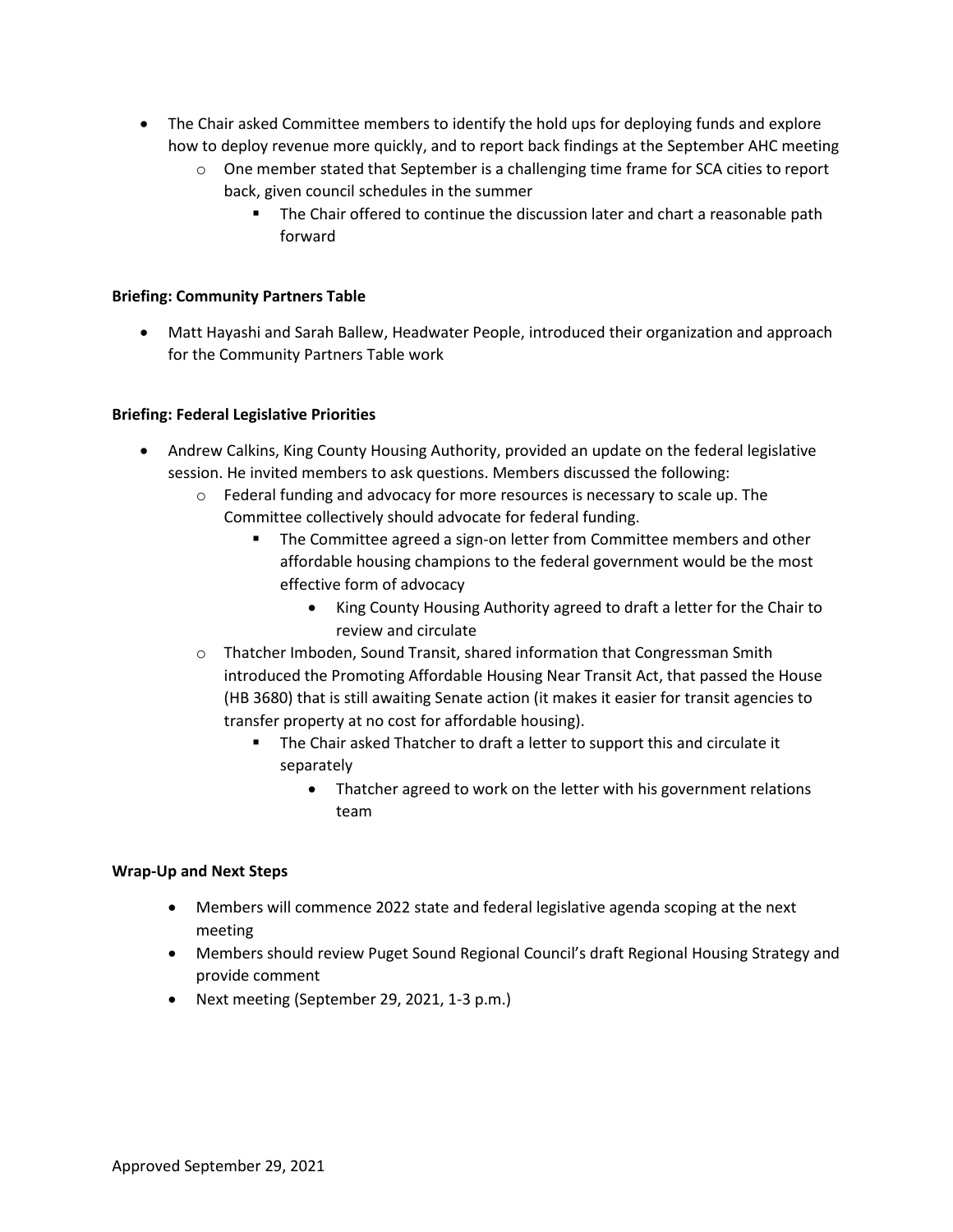- The Chair asked Committee members to identify the hold ups for deploying funds and explore how to deploy revenue more quickly, and to report back findings at the September AHC meeting
  - One member stated that September is a challenging time frame for SCA cities to report back, given council schedules in the summer
    - The Chair offered to continue the discussion later and chart a reasonable path forward

**Briefing: Community Partners Table**

- Matt Hayashi and Sarah Ballew, Headwater People, introduced their organization and approach for the Community Partners Table work

**Briefing: Federal Legislative Priorities**

- Andrew Calkins, King County Housing Authority, provided an update on the federal legislative session. He invited members to ask questions. Members discussed the following:
  - Federal funding and advocacy for more resources is necessary to scale up. The Committee collectively should advocate for federal funding.
    - The Committee agreed a sign-on letter from Committee members and other affordable housing champions to the federal government would be the most effective form of advocacy
      - King County Housing Authority agreed to draft a letter for the Chair to review and circulate
  - Thatcher Imboden, Sound Transit, shared information that Congressman Smith introduced the Promoting Affordable Housing Near Transit Act, that passed the House (HB 3680) that is still awaiting Senate action (it makes it easier for transit agencies to transfer property at no cost for affordable housing).
    - The Chair asked Thatcher to draft a letter to support this and circulate it separately
      - Thatcher agreed to work on the letter with his government relations team

**Wrap-Up and Next Steps**

- Members will commence 2022 state and federal legislative agenda scoping at the next meeting
- Members should review Puget Sound Regional Council's draft Regional Housing Strategy and provide comment
- Next meeting (September 29, 2021, 1-3 p.m.)

Approved September 29, 2021